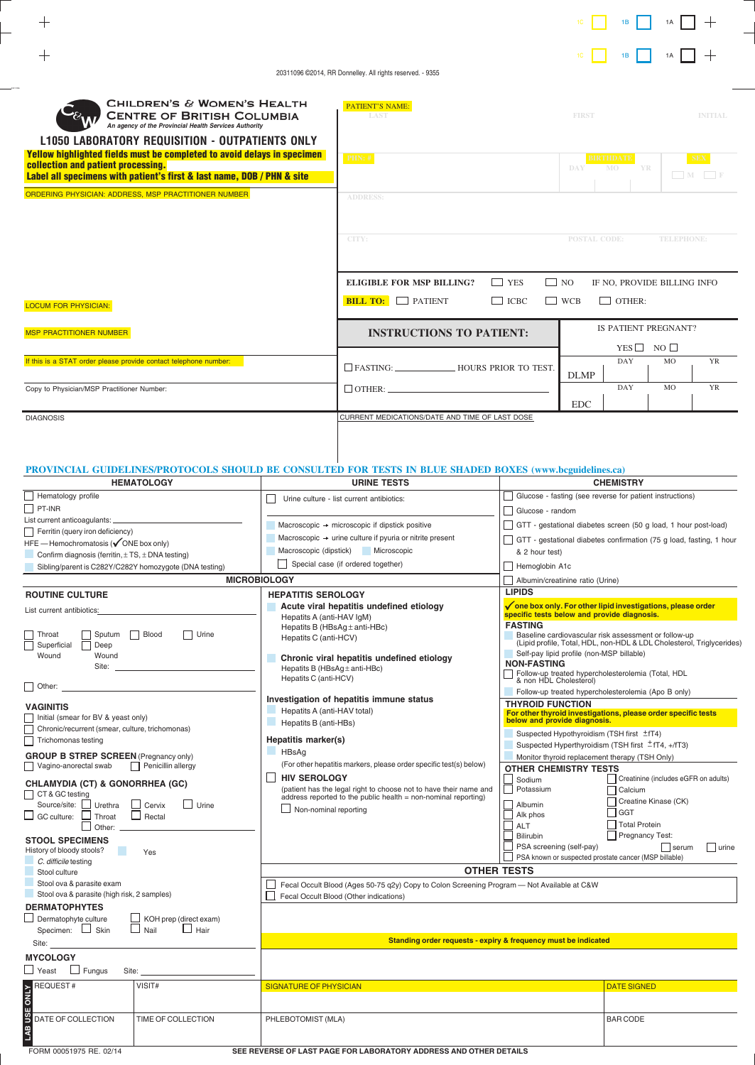20311096 ©2014, RR Donnelley. All rights reserved. - 9355

# CHILDREN'S & WOMEN'S HEALTH CENTRE OF BRITISH COLUMBIA

*An agency of the Provincial Health Services Authority*

## L1050 LABORATORY REQUISITION - OUTPATIENTS ONLY

**Yellow highlighted fields must be completed to avoid delays in specimen collection and patient processing.**
**Label all specimens with patient's first & last name, DOB / PHN & site**

ORDERING PHYSICIAN: ADDRESS, MSP PRACTITIONER NUMBER

LOCUM FOR PHYSICIAN:

MSP PRACTITIONER NUMBER

If this is a STAT order please provide contact telephone number:

Copy to Physician/MSP Practitioner Number:

DIAGNOSIS

PATIENT'S NAME: LAST | FIRST | INITIAL

PHN: | BIRTHDATE: DAY MO YR | SEX: ☐ M ☐ F

ADDRESS:

CITY: | POSTAL CODE: | TELEPHONE:

**ELIGIBLE FOR MSP BILLING?** ☐ YES ☐ NO IF NO, PROVIDE BILLING INFO

**BILL TO:** ☐ PATIENT ☐ ICBC ☐ WCB ☐ OTHER:

**INSTRUCTIONS TO PATIENT:**

☐ FASTING: ____________ HOURS PRIOR TO TEST.

☐ OTHER: ____________

IS PATIENT PREGNANT? YES ☐ NO ☐

DLMP: DAY MO YR

EDC: DAY MO YR

CURRENT MEDICATIONS/DATE AND TIME OF LAST DOSE

**PROVINCIAL GUIDELINES/PROTOCOLS SHOULD BE CONSULTED FOR TESTS IN BLUE SHADED BOXES (www.bcguidelines.ca)**

### HEMATOLOGY

- ☐ Hematology profile
- ☐ PT-INR
- List current anticoagulants: ____________
- ☐ Ferritin (query iron deficiency)
- HFE — Hemochromatosis (✓ ONE box only)
  - ☐ Confirm diagnosis (ferritin, ± TS, ± DNA testing)
  - ☐ Sibling/parent is C282Y/C282Y homozygote (DNA testing)

### URINE TESTS

- ☐ Urine culture - list current antibiotics: ____________
- ☐ Macroscopic → microscopic if dipstick positive
- ☐ Macroscopic → urine culture if pyuria or nitrite present
- ☐ Macroscopic (dipstick) ☐ Microscopic
- ☐ Special case (if ordered together)

### CHEMISTRY

- ☐ Glucose - fasting (see reverse for patient instructions)
- ☐ Glucose - random
- ☐ GTT - gestational diabetes screen (50 g load, 1 hour post-load)
- ☐ GTT - gestational diabetes confirmation (75 g load, fasting, 1 hour & 2 hour test)
- ☐ Hemoglobin A1c
- ☐ Albumin/creatinine ratio (Urine)

### MICROBIOLOGY

**ROUTINE CULTURE**

List current antibiotics: ____________

- ☐ Throat ☐ Sputum ☐ Blood ☐ Urine
- ☐ Superficial Wound ☐ Deep Wound Site: ____________
- ☐ Other: ____________

**VAGINITIS**

- ☐ Initial (smear for BV & yeast only)
- ☐ Chronic/recurrent (smear, culture, trichomonas)
- ☐ Trichomonas testing

**GROUP B STREP SCREEN** (Pregnancy only)

- ☐ Vagino-anorectal swab ☐ Penicillin allergy

**CHLAMYDIA (CT) & GONORRHEA (GC)**

- ☐ CT & GC testing
- Source/site: ☐ Urethra ☐ Cervix ☐ Urine
- ☐ GC culture: ☐ Throat ☐ Rectal ☐ Other: ____________

**STOOL SPECIMENS**

- History of bloody stools? ☐ Yes
- ☐ *C. difficile* testing
- ☐ Stool culture
- ☐ Stool ova & parasite exam
- ☐ Stool ova & parasite (high risk, 2 samples)

**DERMATOPHYTES**

- ☐ Dermatophyte culture ☐ KOH prep (direct exam)
- Specimen: ☐ Skin ☐ Nail ☐ Hair
- Site: ____________

**MYCOLOGY**

- ☐ Yeast ☐ Fungus Site: ____________

**HEPATITIS SEROLOGY**

- ☐ **Acute viral hepatitis undefined etiology**
  - Hepatitis A (anti-HAV IgM)
  - Hepatitis B (HBsAg ± anti-HBc)
  - Hepatitis C (anti-HCV)
- ☐ **Chronic viral hepatitis undefined etiology**
  - Hepatitis B (HBsAg ± anti-HBc)
  - Hepatitis C (anti-HCV)

**Investigation of hepatitis immune status**

- ☐ Hepatitis A (anti-HAV total)
- ☐ Hepatitis B (anti-HBs)

**Hepatitis marker(s)**

- ☐ HBsAg

(For other hepatitis markers, please order specific test(s) below)

☐ **HIV SEROLOGY**

(patient has the legal right to choose not to have their name and address reported to the public health = non-nominal reporting)

- ☐ Non-nominal reporting

**LIPIDS**

**✓ one box only. For other lipid investigations, please order specific tests below and provide diagnosis.**

**FASTING**

- ☐ Baseline cardiovascular risk assessment or follow-up (Lipid profile, Total, HDL, non-HDL & LDL Cholesterol, Triglycerides)
- ☐ Self-pay lipid profile (non-MSP billable)

**NON-FASTING**

- ☐ Follow-up treated hypercholesterolemia (Total, HDL & non HDL Cholesterol)
- ☐ Follow-up treated hypercholesterolemia (Apo B only)

**THYROID FUNCTION**

**For other thyroid investigations, please order specific tests below and provide diagnosis.**

- ☐ Suspected Hypothyroidism (TSH first ±fT4)
- ☐ Suspected Hyperthyroidism (TSH first ±fT4, +/fT3)
- ☐ Monitor thyroid replacement therapy (TSH Only)

**OTHER CHEMISTRY TESTS**

- ☐ Sodium
- ☐ Potassium
- ☐ Albumin
- ☐ Alk phos
- ☐ ALT
- ☐ Bilirubin
- ☐ Creatinine (includes eGFR on adults)
- ☐ Calcium
- ☐ Creatine Kinase (CK)
- ☐ GGT
- ☐ Total Protein
- ☐ Pregnancy Test: ☐ serum ☐ urine
- ☐ PSA screening (self-pay)
- ☐ PSA known or suspected prostate cancer (MSP billable)

### OTHER TESTS

- ☐ Fecal Occult Blood (Ages 50-75 q2y) Copy to Colon Screening Program — Not Available at C&W
- ☐ Fecal Occult Blood (Other indications)

**Standing order requests - expiry & frequency must be indicated**

| LAB USE ONLY | | | |
|---|---|---|---|
| REQUEST # | VISIT# | SIGNATURE OF PHYSICIAN | DATE SIGNED |
| DATE OF COLLECTION | TIME OF COLLECTION | PHLEBOTOMIST (MLA) | BAR CODE |

FORM 00051975 RE. 02/14 — SEE REVERSE OF LAST PAGE FOR LABORATORY ADDRESS AND OTHER DETAILS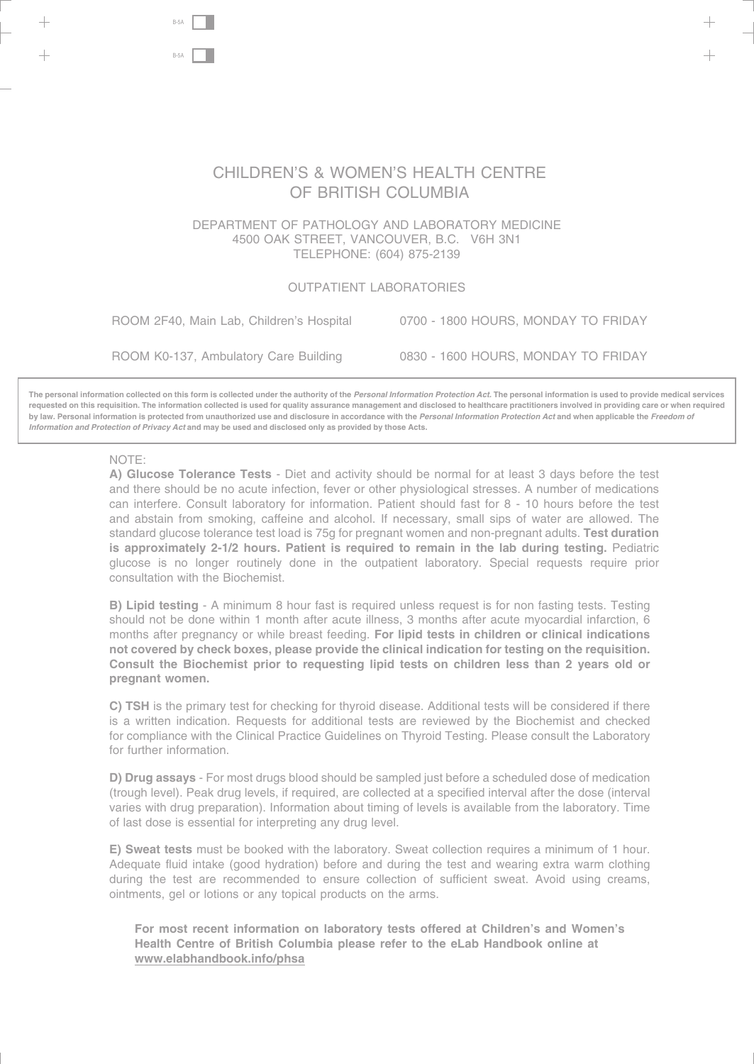# CHILDREN'S & WOMEN'S HEALTH CENTRE OF BRITISH COLUMBIA

DEPARTMENT OF PATHOLOGY AND LABORATORY MEDICINE
4500 OAK STREET, VANCOUVER, B.C. V6H 3N1
TELEPHONE: (604) 875-2139

## OUTPATIENT LABORATORIES

| | |
|---|---|
| ROOM 2F40, Main Lab, Children's Hospital | 0700 - 1800 HOURS, MONDAY TO FRIDAY |
| ROOM K0-137, Ambulatory Care Building | 0830 - 1600 HOURS, MONDAY TO FRIDAY |

**The personal information collected on this form is collected under the authority of the *Personal Information Protection Act*. The personal information is used to provide medical services requested on this requisition. The information collected is used for quality assurance management and disclosed to healthcare practitioners involved in providing care or when required by law. Personal information is protected from unauthorized use and disclosure in accordance with the *Personal Information Protection Act* and when applicable the *Freedom of Information and Protection of Privacy Act* and may be used and disclosed only as provided by those Acts.**

NOTE:

**A) Glucose Tolerance Tests** - Diet and activity should be normal for at least 3 days before the test and there should be no acute infection, fever or other physiological stresses. A number of medications can interfere. Consult laboratory for information. Patient should fast for 8 - 10 hours before the test and abstain from smoking, caffeine and alcohol. If necessary, small sips of water are allowed. The standard glucose tolerance test load is 75g for pregnant women and non-pregnant adults. **Test duration is approximately 2-1/2 hours. Patient is required to remain in the lab during testing.** Pediatric glucose is no longer routinely done in the outpatient laboratory. Special requests require prior consultation with the Biochemist.

**B) Lipid testing** - A minimum 8 hour fast is required unless request is for non fasting tests. Testing should not be done within 1 month after acute illness, 3 months after acute myocardial infarction, 6 months after pregnancy or while breast feeding. **For lipid tests in children or clinical indications not covered by check boxes, please provide the clinical indication for testing on the requisition. Consult the Biochemist prior to requesting lipid tests on children less than 2 years old or pregnant women.**

**C) TSH** is the primary test for checking for thyroid disease. Additional tests will be considered if there is a written indication. Requests for additional tests are reviewed by the Biochemist and checked for compliance with the Clinical Practice Guidelines on Thyroid Testing. Please consult the Laboratory for further information.

**D) Drug assays** - For most drugs blood should be sampled just before a scheduled dose of medication (trough level). Peak drug levels, if required, are collected at a specified interval after the dose (interval varies with drug preparation). Information about timing of levels is available from the laboratory. Time of last dose is essential for interpreting any drug level.

**E) Sweat tests** must be booked with the laboratory. Sweat collection requires a minimum of 1 hour. Adequate fluid intake (good hydration) before and during the test and wearing extra warm clothing during the test are recommended to ensure collection of sufficient sweat. Avoid using creams, ointments, gel or lotions or any topical products on the arms.

**For most recent information on laboratory tests offered at Children's and Women's Health Centre of British Columbia please refer to the eLab Handbook online at www.elabhandbook.info/phsa**